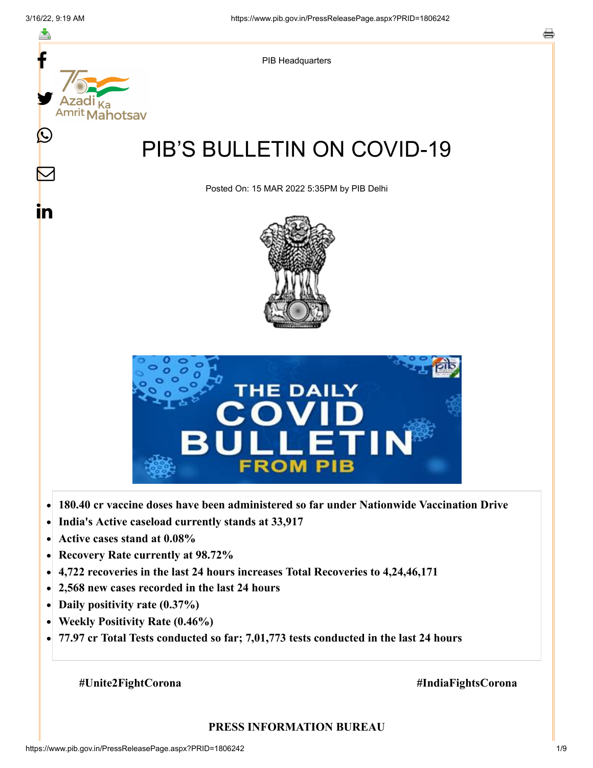PIB Headquarters

# PIB'S BULLETIN ON COVID-19

Posted On: 15 MAR 2022 5:35PM by PIB Delhi

- **180.40 cr vaccine doses have been administered so far under Nationwide Vaccination Drive**
- **India's Active caseload currently stands at 33,917**
- **Active cases stand at 0.08%**
- **Recovery Rate currently at 98.72%**
- **4,722 recoveries in the last 24 hours increases Total Recoveries to 4,24,46,171**
- **2,568 new cases recorded in the last 24 hours**
- **Daily positivity rate (0.37%)**
- **Weekly Positivity Rate (0.46%)**
- **77.97 cr Total Tests conducted so far; 7,01,773 tests conducted in the last 24 hours**

**#Unite2FightCorona** **#IndiaFightsCorona**

**PRESS INFORMATION BUREAU**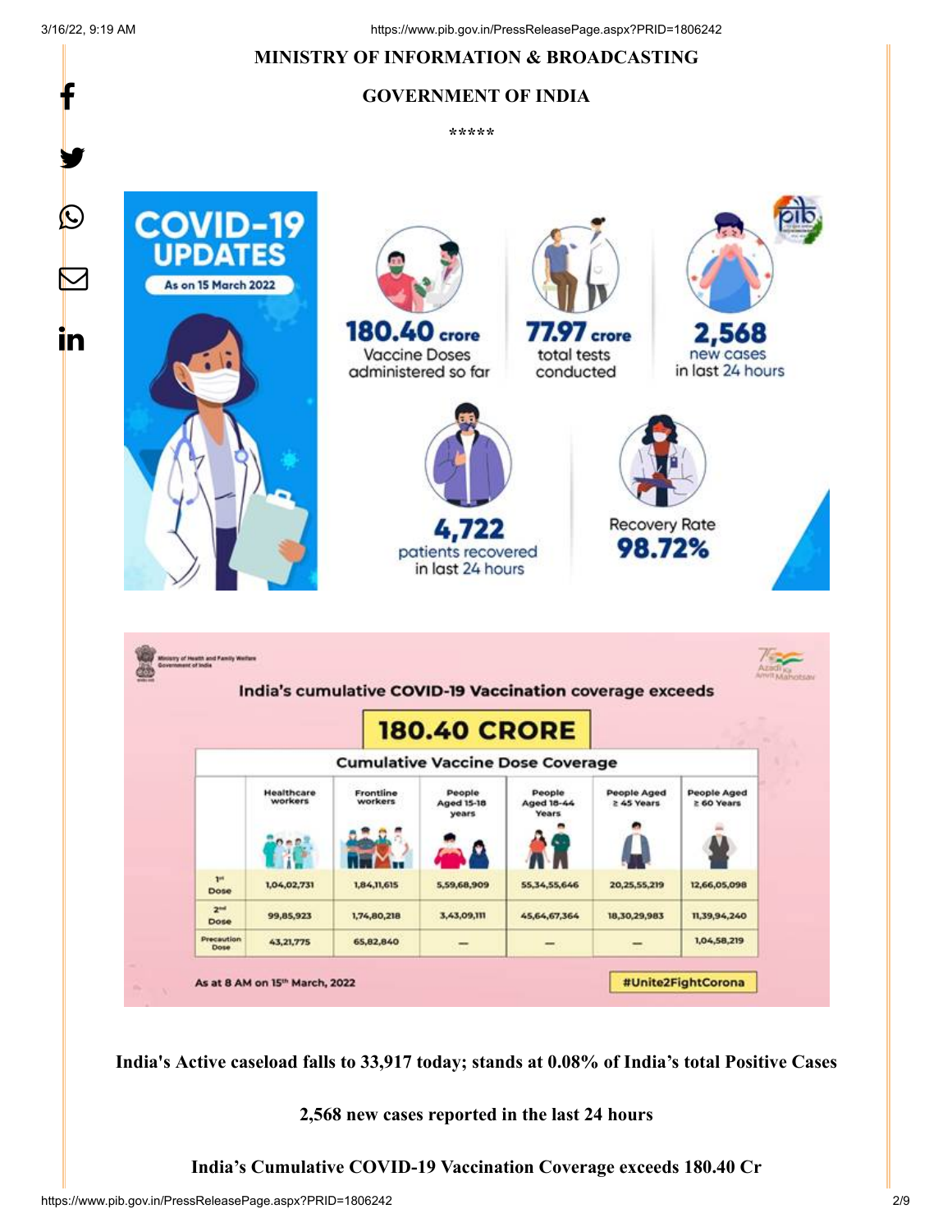**MINISTRY OF INFORMATION & BROADCASTING**

**GOVERNMENT OF INDIA**

\*\*\*\*\*

**COVID-19 UPDATES**

As on 15 March 2022

**180.40 crore** Vaccine Doses administered so far

**77.97 crore** total tests conducted

**2,568** new cases in last 24 hours

**4,722** patients recovered in last 24 hours

Recovery Rate **98.72%**

Ministry of Health and Family Welfare, Government of India

India's cumulative COVID-19 Vaccination coverage exceeds

**180.40 CRORE**

**Cumulative Vaccine Dose Coverage**

| | Healthcare workers | Frontline workers | People Aged 15-18 years | People Aged 18-44 Years | People Aged ≥ 45 Years | People Aged ≥ 60 Years |
|---|---|---|---|---|---|---|
| 1st Dose | 1,04,02,731 | 1,84,11,615 | 5,59,68,909 | 55,34,55,646 | 20,25,55,219 | 12,66,05,098 |
| 2nd Dose | 99,85,923 | 1,74,80,218 | 3,43,09,111 | 45,64,67,364 | 18,30,29,983 | 11,39,94,240 |
| Precaution Dose | 43,21,775 | 65,82,840 | — | — | — | 1,04,58,219 |

As at 8 AM on 15th March, 2022

#Unite2FightCorona

**India's Active caseload falls to 33,917 today; stands at 0.08% of India's total Positive Cases**

**2,568 new cases reported in the last 24 hours**

**India's Cumulative COVID-19 Vaccination Coverage exceeds 180.40 Cr**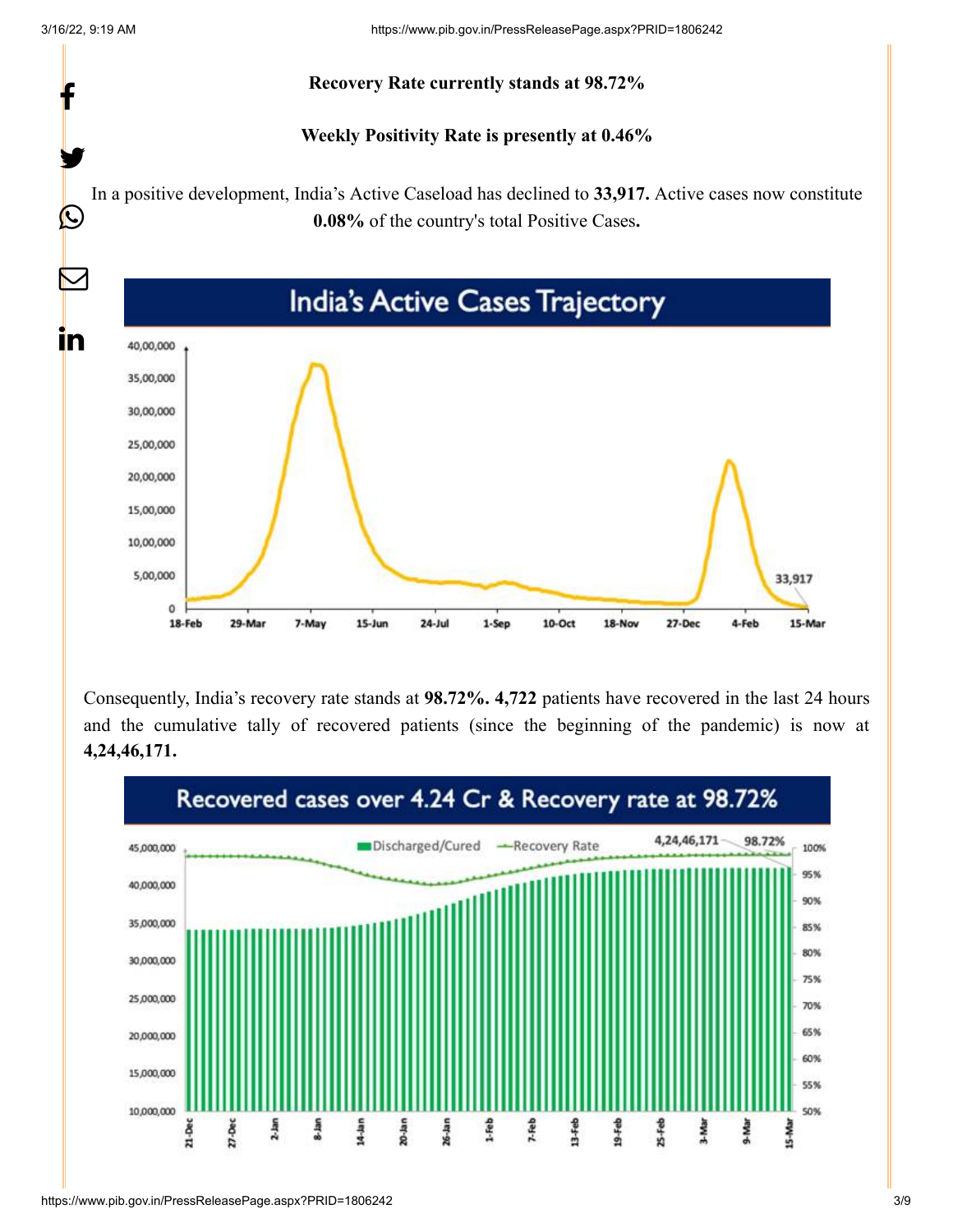**Recovery Rate currently stands at 98.72%**

**Weekly Positivity Rate is presently at 0.46%**

In a positive development, India's Active Caseload has declined to **33,917.** Active cases now constitute **0.08%** of the country's total Positive Cases**.**

Consequently, India's recovery rate stands at **98.72%. 4,722** patients have recovered in the last 24 hours and the cumulative tally of recovered patients (since the beginning of the pandemic) is now at **4,24,46,171.**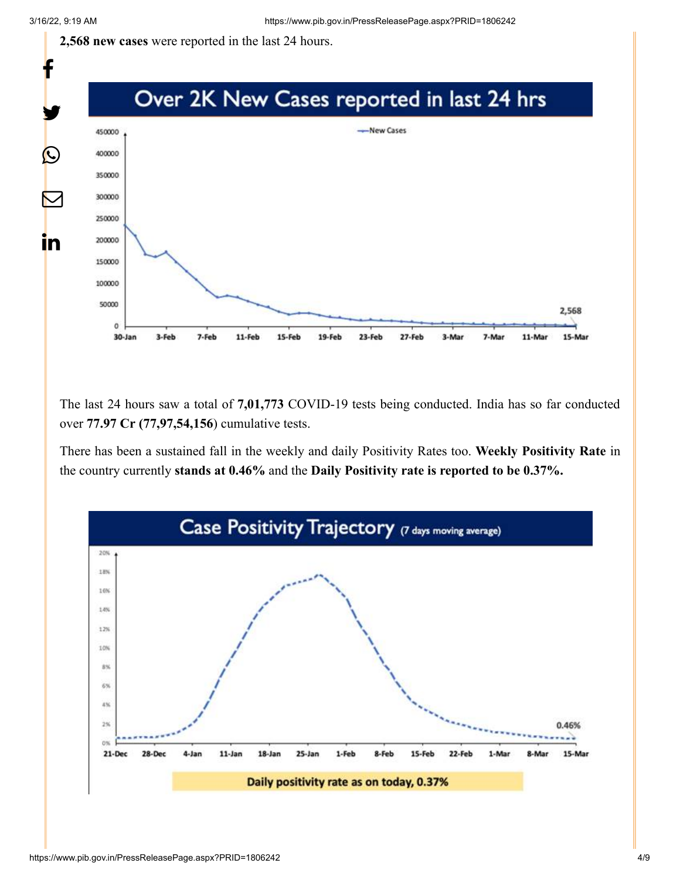**2,568 new cases** were reported in the last 24 hours.

Over 2K New Cases reported in last 24 hrs

The last 24 hours saw a total of **7,01,773** COVID-19 tests being conducted. India has so far conducted over **77.97 Cr (77,97,54,156**) cumulative tests.

There has been a sustained fall in the weekly and daily Positivity Rates too. **Weekly Positivity Rate** in the country currently **stands at 0.46%** and the **Daily Positivity rate is reported to be 0.37%.**

Case Positivity Trajectory (7 days moving average)

Daily positivity rate as on today, 0.37%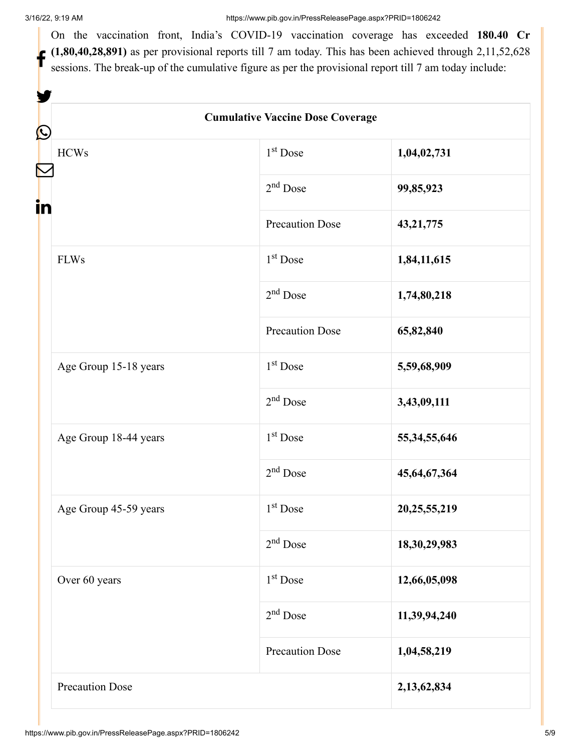On the vaccination front, India's COVID-19 vaccination coverage has exceeded **180.40 Cr (1,80,40,28,891)** as per provisional reports till 7 am today. This has been achieved through 2,11,52,628 sessions. The break-up of the cumulative figure as per the provisional report till 7 am today include:

| Cumulative Vaccine Dose Coverage | | |
|---|---|---|
| HCWs | 1st Dose | **1,04,02,731** |
| | 2nd Dose | **99,85,923** |
| | Precaution Dose | **43,21,775** |
| FLWs | 1st Dose | **1,84,11,615** |
| | 2nd Dose | **1,74,80,218** |
| | Precaution Dose | **65,82,840** |
| Age Group 15-18 years | 1st Dose | **5,59,68,909** |
| | 2nd Dose | **3,43,09,111** |
| Age Group 18-44 years | 1st Dose | **55,34,55,646** |
| | 2nd Dose | **45,64,67,364** |
| Age Group 45-59 years | 1st Dose | **20,25,55,219** |
| | 2nd Dose | **18,30,29,983** |
| Over 60 years | 1st Dose | **12,66,05,098** |
| | 2nd Dose | **11,39,94,240** |
| | Precaution Dose | **1,04,58,219** |
| Precaution Dose | | **2,13,62,834** |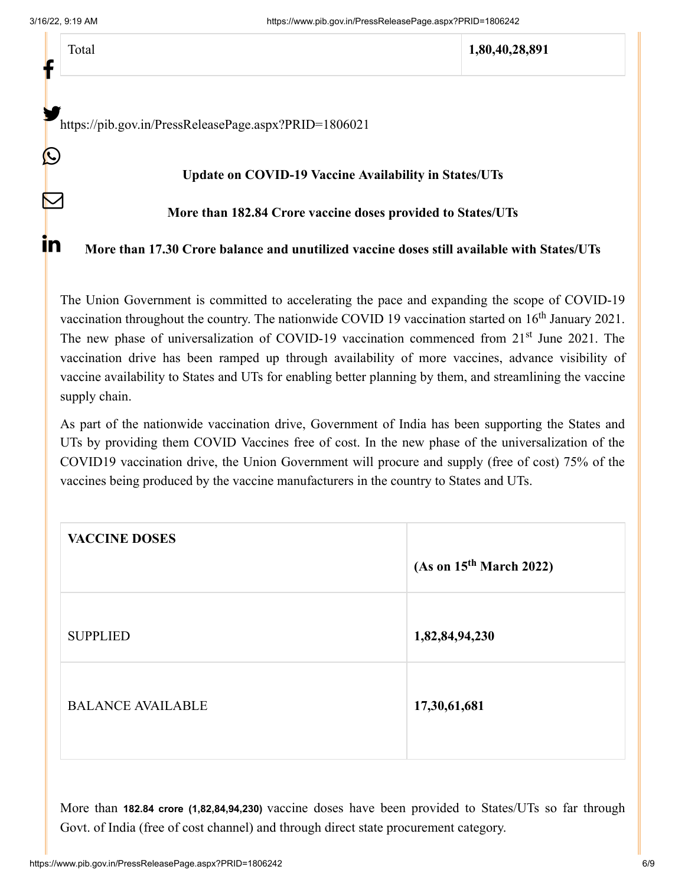| Total | **1,80,40,28,891** |
|---|---|

https://pib.gov.in/PressReleasePage.aspx?PRID=1806021

**Update on COVID-19 Vaccine Availability in States/UTs**

**More than 182.84 Crore vaccine doses provided to States/UTs**

**More than 17.30 Crore balance and unutilized vaccine doses still available with States/UTs**

The Union Government is committed to accelerating the pace and expanding the scope of COVID-19 vaccination throughout the country. The nationwide COVID 19 vaccination started on 16th January 2021. The new phase of universalization of COVID-19 vaccination commenced from 21st June 2021. The vaccination drive has been ramped up through availability of more vaccines, advance visibility of vaccine availability to States and UTs for enabling better planning by them, and streamlining the vaccine supply chain.

As part of the nationwide vaccination drive, Government of India has been supporting the States and UTs by providing them COVID Vaccines free of cost. In the new phase of the universalization of the COVID19 vaccination drive, the Union Government will procure and supply (free of cost) 75% of the vaccines being produced by the vaccine manufacturers in the country to States and UTs.

| **VACCINE DOSES** | **(As on 15th March 2022)** |
|---|---|
| SUPPLIED | **1,82,84,94,230** |
| BALANCE AVAILABLE | **17,30,61,681** |

More than **182.84 crore (1,82,84,94,230)** vaccine doses have been provided to States/UTs so far through Govt. of India (free of cost channel) and through direct state procurement category.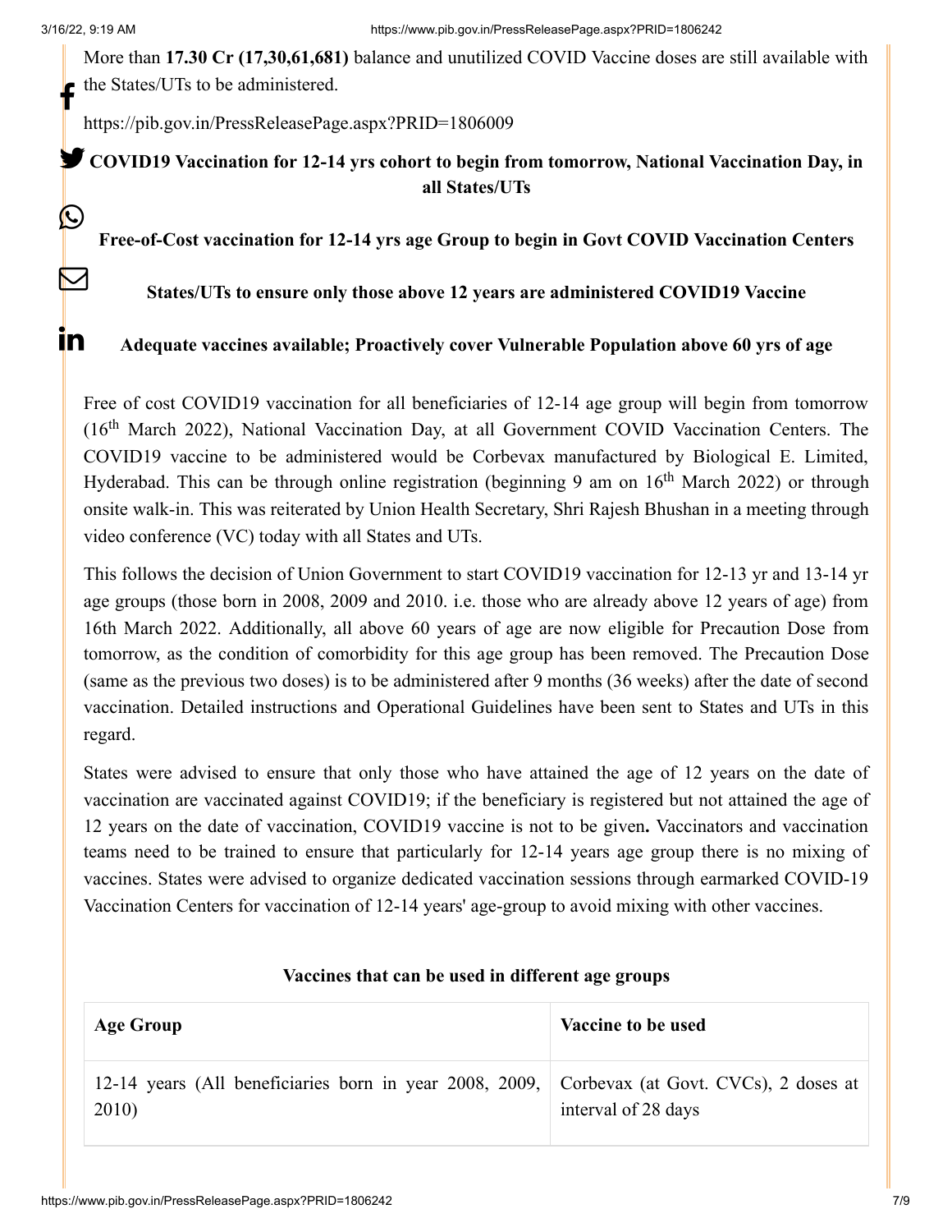More than **17.30 Cr (17,30,61,681)** balance and unutilized COVID Vaccine doses are still available with the States/UTs to be administered.

https://pib.gov.in/PressReleasePage.aspx?PRID=1806009

**COVID19 Vaccination for 12-14 yrs cohort to begin from tomorrow, National Vaccination Day, in all States/UTs**

**Free-of-Cost vaccination for 12-14 yrs age Group to begin in Govt COVID Vaccination Centers**

**States/UTs to ensure only those above 12 years are administered COVID19 Vaccine**

**Adequate vaccines available; Proactively cover Vulnerable Population above 60 yrs of age**

Free of cost COVID19 vaccination for all beneficiaries of 12-14 age group will begin from tomorrow (16th March 2022), National Vaccination Day, at all Government COVID Vaccination Centers. The COVID19 vaccine to be administered would be Corbevax manufactured by Biological E. Limited, Hyderabad. This can be through online registration (beginning 9 am on 16th March 2022) or through onsite walk-in. This was reiterated by Union Health Secretary, Shri Rajesh Bhushan in a meeting through video conference (VC) today with all States and UTs.

This follows the decision of Union Government to start COVID19 vaccination for 12-13 yr and 13-14 yr age groups (those born in 2008, 2009 and 2010. i.e. those who are already above 12 years of age) from 16th March 2022. Additionally, all above 60 years of age are now eligible for Precaution Dose from tomorrow, as the condition of comorbidity for this age group has been removed. The Precaution Dose (same as the previous two doses) is to be administered after 9 months (36 weeks) after the date of second vaccination. Detailed instructions and Operational Guidelines have been sent to States and UTs in this regard.

States were advised to ensure that only those who have attained the age of 12 years on the date of vaccination are vaccinated against COVID19; if the beneficiary is registered but not attained the age of 12 years on the date of vaccination, COVID19 vaccine is not to be given**.** Vaccinators and vaccination teams need to be trained to ensure that particularly for 12-14 years age group there is no mixing of vaccines. States were advised to organize dedicated vaccination sessions through earmarked COVID-19 Vaccination Centers for vaccination of 12-14 years' age-group to avoid mixing with other vaccines.

**Vaccines that can be used in different age groups**

| Age Group | Vaccine to be used |
|---|---|
| 12-14 years (All beneficiaries born in year 2008, 2009, 2010) | Corbevax (at Govt. CVCs), 2 doses at interval of 28 days |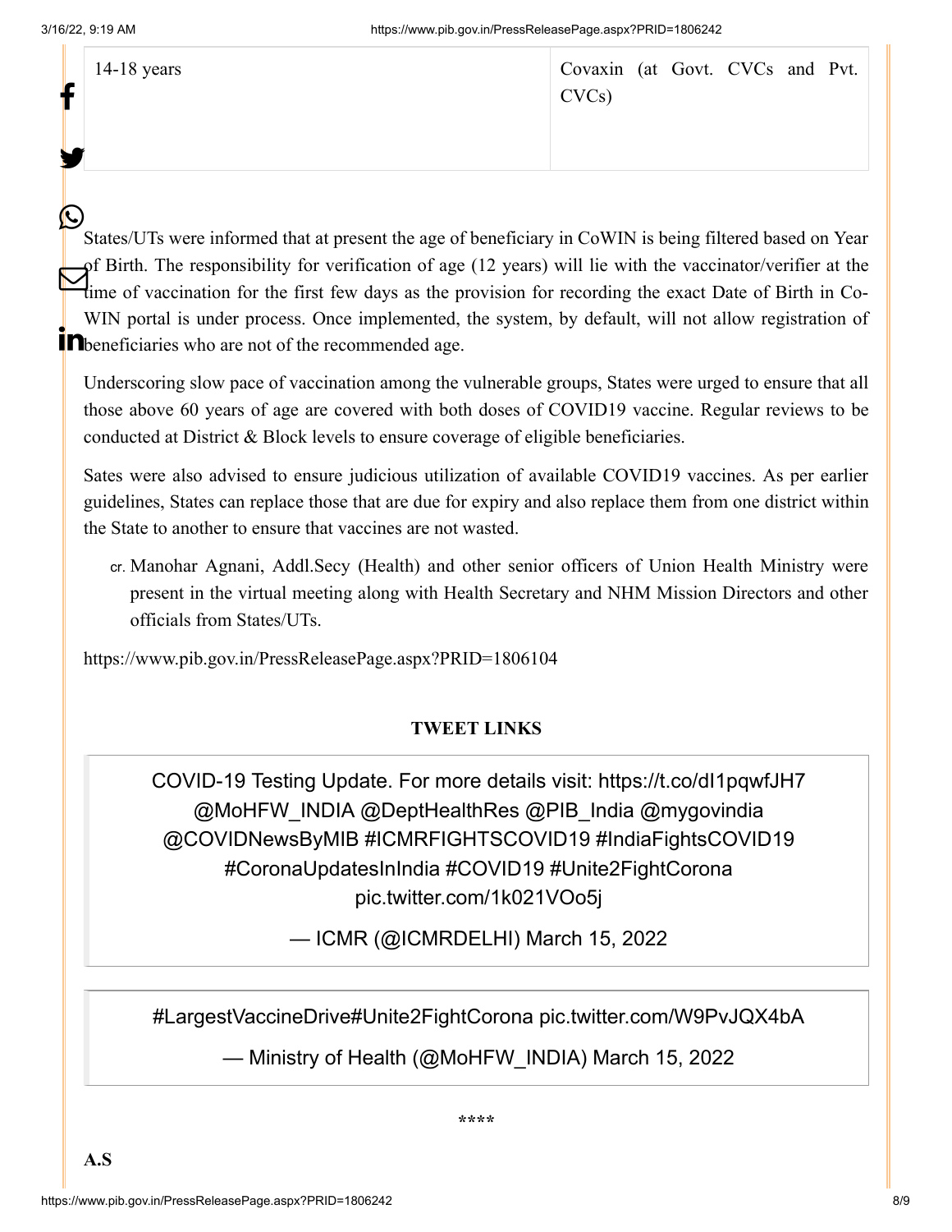| 14-18 years | Covaxin (at Govt. CVCs and Pvt. CVCs) |
|---|---|

States/UTs were informed that at present the age of beneficiary in CoWIN is being filtered based on Year of Birth. The responsibility for verification of age (12 years) will lie with the vaccinator/verifier at the time of vaccination for the first few days as the provision for recording the exact Date of Birth in Co-WIN portal is under process. Once implemented, the system, by default, will not allow registration of beneficiaries who are not of the recommended age.

Underscoring slow pace of vaccination among the vulnerable groups, States were urged to ensure that all those above 60 years of age are covered with both doses of COVID19 vaccine. Regular reviews to be conducted at District & Block levels to ensure coverage of eligible beneficiaries.

Sates were also advised to ensure judicious utilization of available COVID19 vaccines. As per earlier guidelines, States can replace those that are due for expiry and also replace them from one district within the State to another to ensure that vaccines are not wasted.

cr. Manohar Agnani, Addl.Secy (Health) and other senior officers of Union Health Ministry were present in the virtual meeting along with Health Secretary and NHM Mission Directors and other officials from States/UTs.

https://www.pib.gov.in/PressReleasePage.aspx?PRID=1806104

**TWEET LINKS**

> COVID-19 Testing Update. For more details visit: https://t.co/dI1pqwfJH7 @MoHFW_INDIA @DeptHealthRes @PIB_India @mygovindia @COVIDNewsByMIB #ICMRFIGHTSCOVID19 #IndiaFightsCOVID19 #CoronaUpdatesInIndia #COVID19 #Unite2FightCorona pic.twitter.com/1k021VOo5j
>
> — ICMR (@ICMRDELHI) March 15, 2022

> #LargestVaccineDrive#Unite2FightCorona pic.twitter.com/W9PvJQX4bA
>
> — Ministry of Health (@MoHFW_INDIA) March 15, 2022

****

**A.S**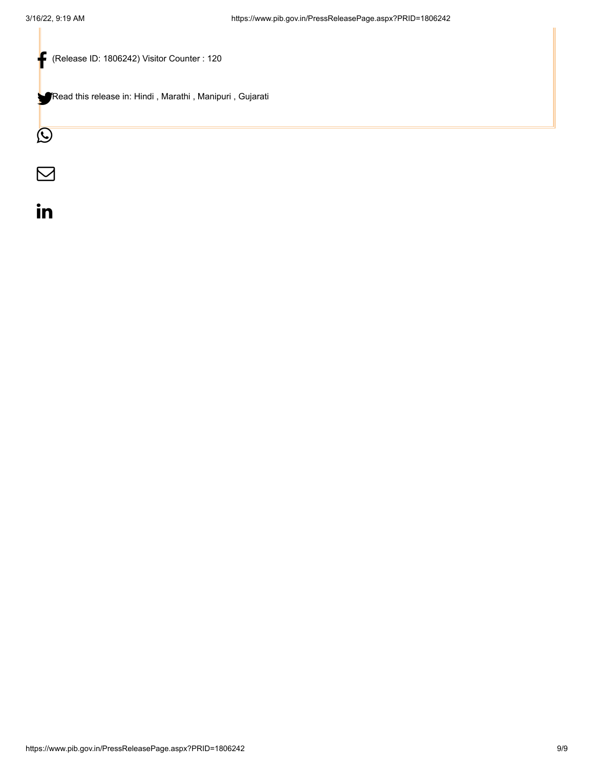(Release ID: 1806242) Visitor Counter : 120

Read this release in: Hindi , Marathi , Manipuri , Gujarati